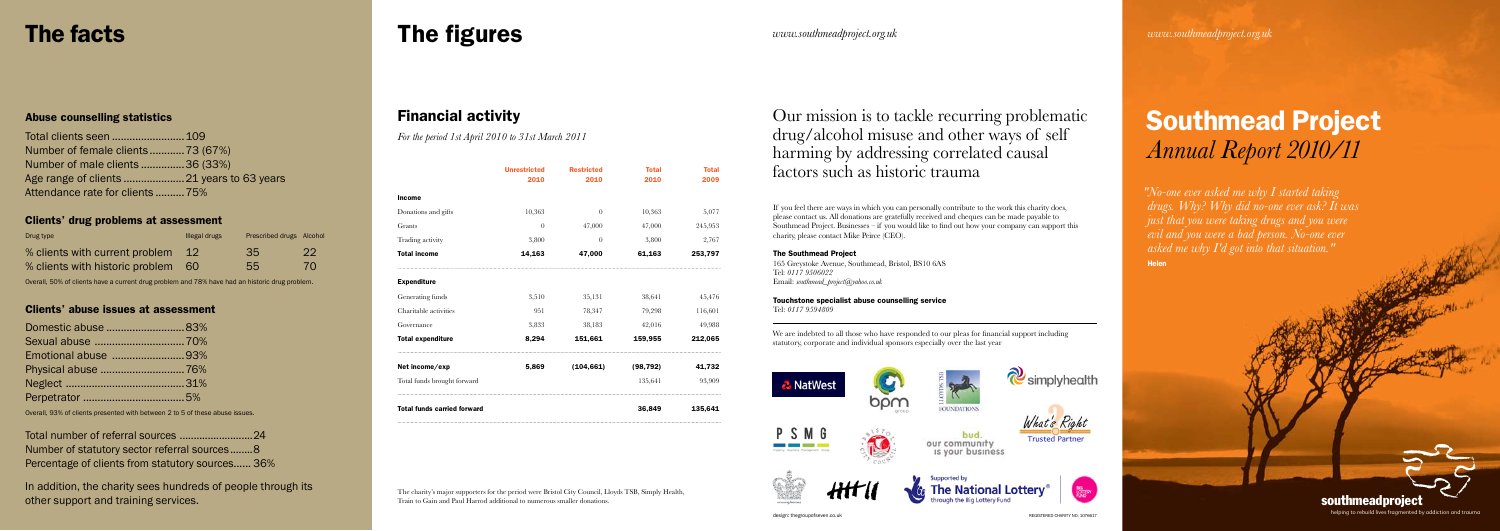# The facts

### Abuse counselling statistics

Total clients seen ........................ 109
Number of female clients............ 73 (67%)
Number of male clients ............... 36 (33%)
Age range of clients ..................... 21 years to 63 years
Attendance rate for clients .......... 75%

### Clients' drug problems at assessment

| Drug type | Illegal drugs | Prescribed drugs | Alcohol |
|---|---|---|---|
| % clients with current problem | 12 | 35 | 22 |
| % clients with historic problem | 60 | 55 | 70 |

Overall, 50% of clients have a current drug problem and 78% have had an historic drug problem.

### Clients' abuse issues at assessment

Domestic abuse ........................... 83%
Sexual abuse ............................... 70%
Emotional abuse ......................... 93%
Physical abuse ............................ 76%
Neglect ........................................ 31%
Perpetrator .................................. 5%

Overall, 93% of clients presented with between 2 to 5 of these abuse issues.

Total number of referral sources ......................... 24
Number of statutory sector referral sources ........ 8
Percentage of clients from statutory sources...... 36%

In addition, the charity sees hundreds of people through its other support and training services.

# The figures

## Financial activity

*For the period 1st April 2010 to 31st March 2011*

| | Unrestricted 2010 | Restricted 2010 | Total 2010 | Total 2009 |
|---|---|---|---|---|
| **Income** | | | | |
| Donations and gifts | 10,363 | 0 | 10,363 | 5,077 |
| Grants | 0 | 47,000 | 47,000 | 245,953 |
| Trading activity | 3,800 | 0 | 3,800 | 2,767 |
| **Total income** | **14,163** | **47,000** | **61,163** | **253,797** |
| **Expenditure** | | | | |
| Generating funds | 3,510 | 35,131 | 38,641 | 45,476 |
| Charitable activities | 951 | 78,347 | 79,298 | 116,601 |
| Governance | 3,833 | 38,183 | 42,016 | 49,988 |
| **Total expenditure** | **8,294** | **151,661** | **159,955** | **212,065** |
| **Net income/exp** | **5,869** | **(104,661)** | **(98,792)** | **41,732** |
| Total funds brought forward | | | 135,641 | 93,909 |
| **Total funds carried forward** | | | **36,849** | **135,641** |

The charity's major supporters for the period were Bristol City Council, Lloyds TSB, Simply Health, Train to Gain and Paul Hamlyn additional to numerous smaller donations.

Our mission is to tackle recurring problematic drug/alcohol misuse and other ways of self harming by addressing correlated causal factors such as historic trauma

If you feel there are ways in which you can personally contribute to the work this charity does, please contact us. All donations are gratefully received and cheques can be made payable to Southmead Project. Businesses – if you would like to find out how your company can support this charity, please contact Mike Peirce (CEO).

**The Southmead Project**
165 Greystoke Avenue, Southmead, Bristol, BS10 6AS
Tel: *0117 9506022*
Email: *southmead_project@yahoo.co.uk*

**Touchstone specialist abuse counselling service**
Tel: *0117 9594809*

We are indebted to all those who have responded to our pleas for financial support including statutory, corporate and individual sponsors especially over the last year

NatWest · bpm group · Lloyds TSB Foundations · simplyhealth · PSMG · Bristol City Council · bud. our community is your business · What's Right Trusted Partner · Supported by The National Lottery through the Big Lottery Fund

design: thegroupofseven.co.uk

REGISTERED CHARITY NO: 1076617

# Southmead Project
*Annual Report 2010/11*

*"No-one ever asked me why I started taking drugs. Why? Why did no-one ever ask? It was just that you were taking drugs and you were evil and you were a bad person. No-one ever asked me why I'd got into that situation."*
**Helen**

southmeadproject
helping to rebuild lives fragmented by addiction and trauma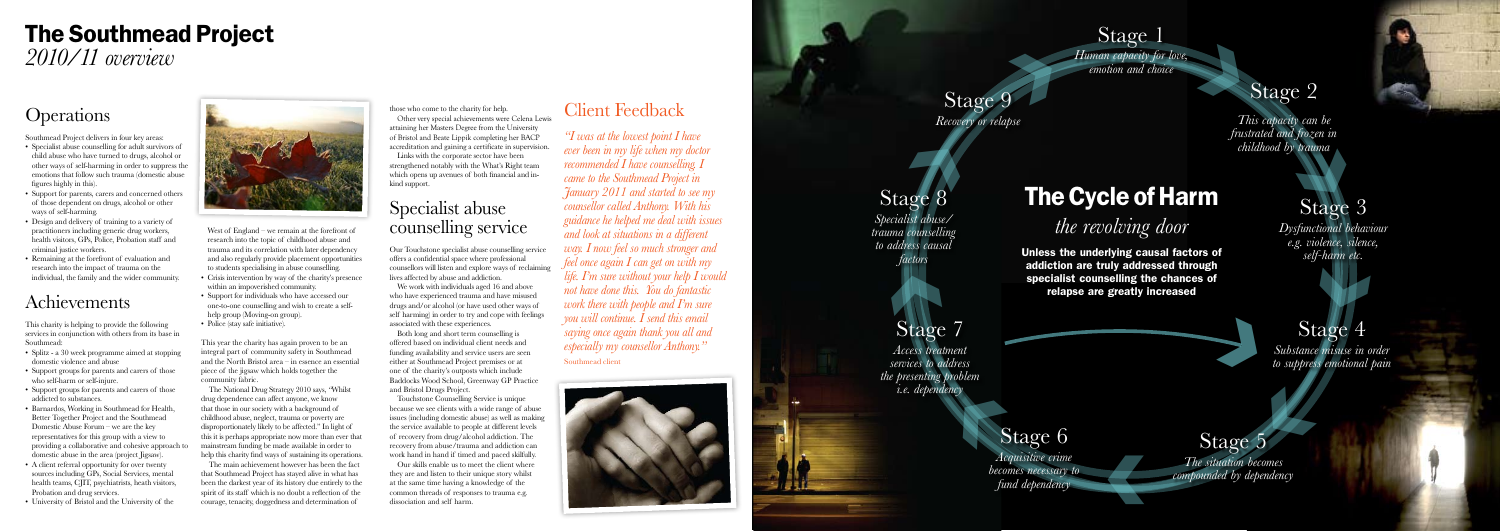# The Southmead Project
*2010/11 overview*

## Operations

Southmead Project delivers in four key areas:

- Specialist abuse counselling for adult survivors of child abuse who have turned to drugs, alcohol or other ways of self-harming in order to suppress the emotions that follow such trauma (domestic abuse figures highly in this).
- Support for parents, carers and concerned others of those dependent on drugs, alcohol or other ways of self-harming.
- Design and delivery of training to a variety of practitioners including generic drug workers, health visitors, GPs, Police, Probation staff and criminal justice workers.
- Remaining at the forefront of evaluation and research into the impact of trauma on the individual, the family and the wider community.

## Achievements

This charity is helping to provide the following services in conjunction with others from its base in Southmead:

- Splitz - a 30 week programme aimed at stopping domestic violence and abuse
- Support groups for parents and carers of those who self-harm or self-injure.
- Support groups for parents and carers of those addicted to substances.
- Barnardos, Working in Southmead for Health, Better Together Project and the Southmead Domestic Abuse Forum – we are the key representatives for this group with a view to providing a collaborative and cohesive approach to domestic abuse in the area (project Jigsaw).
- A client referral opportunity for over twenty sources including GPs, Social Services, mental health teams, CJIT, psychiatrists, health visitors, Probation and drug services.
- University of Bristol and the University of the West of England – we remain at the forefront of research into the topic of childhood abuse and trauma and its correlation with later dependency and also regularly provide placement opportunities to students specialising in abuse counselling.
- Crisis intervention by way of the charity's presence within an impoverished community.
- Support for individuals who have accessed our one-to-one counselling and wish to create a self-help group (Moving-on group).
- Police (stay safe initiative).

This year the charity has again proven to be an integral part of community safety in Southmead and the North Bristol area – in essence an essential piece of the jigsaw which holds together the community fabric.

The National Drug Strategy 2010 says, "Whilst drug dependence can affect anyone, we know that those in our society with a background of childhood abuse, neglect, trauma or poverty are disproportionately likely to be affected." In light of this it is perhaps appropriate now more than ever that mainstream funding be made available in order to help this charity find ways of sustaining its operations.

The main achievement however has been the fact that Southmead Project has stayed alive in what has been the darkest year of its history due entirely to the spirit of its staff which is no doubt a reflection of the courage, tenacity, doggedness and determination of those who come to the charity for help.

Other very special achievements were Celena Lewis attaining her Masters Degree from the University of Bristol and Beate Lippik completing her BACP accreditation and gaining a certificate in supervision.

Links with the corporate sector have been strengthened notably with the What's Right team which opens up avenues of both financial and in-kind support.

## Specialist abuse counselling service

Our Touchstone specialist abuse counselling service offers a confidential space where professional counsellors will listen and explore ways of reclaiming lives affected by abuse and addiction.

We work with individuals aged 16 and above who have experienced trauma and have misused drugs and/or alcohol (or have used other ways of self harming) in order to try and cope with feelings associated with these experiences.

Both long and short term counselling is offered based on individual client needs and funding availability and service users are seen either at Southmead Project premises or at one of the charity's outposts which include Baddocks Wood School, Greenway GP Practice and Bristol Drugs Project.

Touchstone Counselling Service is unique because we see clients with a wide range of abuse issues (including domestic abuse) as well as making the service available to people at different levels of recovery from drug/alcohol addiction. The recovery from abuse/trauma and addiction can work hand in hand if timed and paced skilfully.

Our skills enable us to meet the client where they are and listen to their unique story whilst at the same time having a knowledge of the common threads of responses to trauma e.g. dissociation and self harm.

## Client Feedback

*"I was at the lowest point I have ever been in my life when my doctor recommended I have counselling. I came to the Southmead Project in January 2011 and started to see my counsellor called Anthony. With his guidance he helped me deal with issues and look at situations in a different way. I now feel so much stronger and feel once again I can get on with my life. I'm sure without your help I would not have done this. You do fantastic work there with people and I'm sure you will continue. I send this email saying once again thank you all and especially my counsellor Anthony."*

Southmead client

# The Cycle of Harm

*the revolving door*

**Unless the underlying causal factors of addiction are truly addressed through specialist counselling the chances of relapse are greatly increased**

Stage 1
*Human capacity for love, emotion and choice*

Stage 2
*This capacity can be frustrated and frozen in childhood by trauma*

Stage 3
*Dysfunctional behaviour e.g. violence, silence, self-harm etc.*

Stage 4
*Substance misuse in order to suppress emotional pain*

Stage 5
*The situation becomes compounded by dependency*

Stage 6
*Acquisitive crime becomes necessary to fund dependency*

Stage 7
*Access treatment services to address the presenting problem i.e. dependency*

Stage 8
*Specialist abuse/trauma counselling to address causal factors*

Stage 9
*Recovery or relapse*